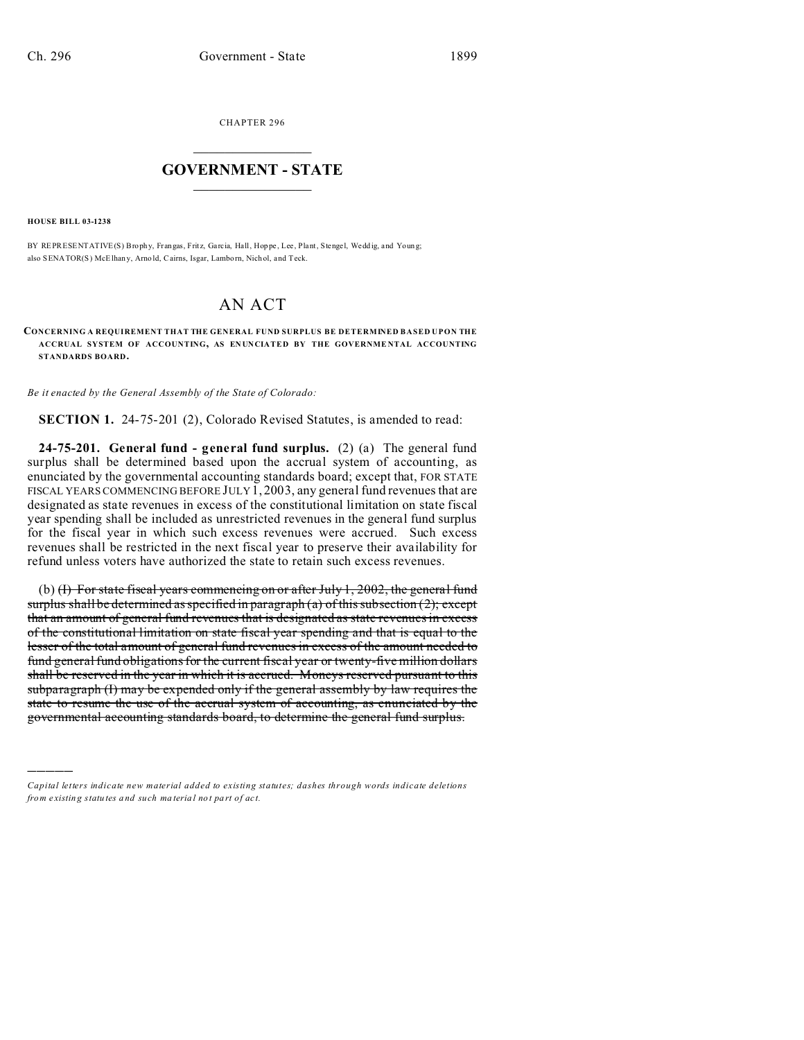CHAPTER 296

# GOVERNMENT - STATE

**HOUSE BILL 03-1238**

BY REPRESENTATIVE(S) Brophy, Frangas, Fritz, Garcia, Hall, Hoppe, Lee, Plant, Stengel, Weddig, and Young; also SENATOR(S) McElhany, Arnold, Cairns, Isgar, Lamborn, Nichol, and Teck.

# AN ACT

**CONCERNING A REQUIREMENT THAT THE GENERAL FUND SURPLUS BE DETERMINED BASED UPON THE ACCRUAL SYSTEM OF ACCOUNTING, AS ENUNCIATED BY THE GOVERNMENTAL ACCOUNTING STANDARDS BOARD.**

*Be it enacted by the General Assembly of the State of Colorado:*

**SECTION 1.** 24-75-201 (2), Colorado Revised Statutes, is amended to read:

**24-75-201. General fund - general fund surplus.** (2) (a) The general fund surplus shall be determined based upon the accrual system of accounting, as enunciated by the governmental accounting standards board; except that, FOR STATE FISCAL YEARS COMMENCING BEFORE JULY 1, 2003, any general fund revenues that are designated as state revenues in excess of the constitutional limitation on state fiscal year spending shall be included as unrestricted revenues in the general fund surplus for the fiscal year in which such excess revenues were accrued. Such excess revenues shall be restricted in the next fiscal year to preserve their availability for refund unless voters have authorized the state to retain such excess revenues.

(b) ~~(I) For state fiscal years commencing on or after July 1, 2002, the general fund surplus shall be determined as specified in paragraph (a) of this subsection (2); except that an amount of general fund revenues that is designated as state revenues in excess of the constitutional limitation on state fiscal year spending and that is equal to the lesser of the total amount of general fund revenues in excess of the amount needed to fund general fund obligations for the current fiscal year or twenty-five million dollars shall be reserved in the year in which it is accrued. Moneys reserved pursuant to this subparagraph (I) may be expended only if the general assembly by law requires the state to resume the use of the accrual system of accounting, as enunciated by the governmental accounting standards board, to determine the general fund surplus.~~

---

*Capital letters indicate new material added to existing statutes; dashes through words indicate deletions from existing statutes and such material not part of act.*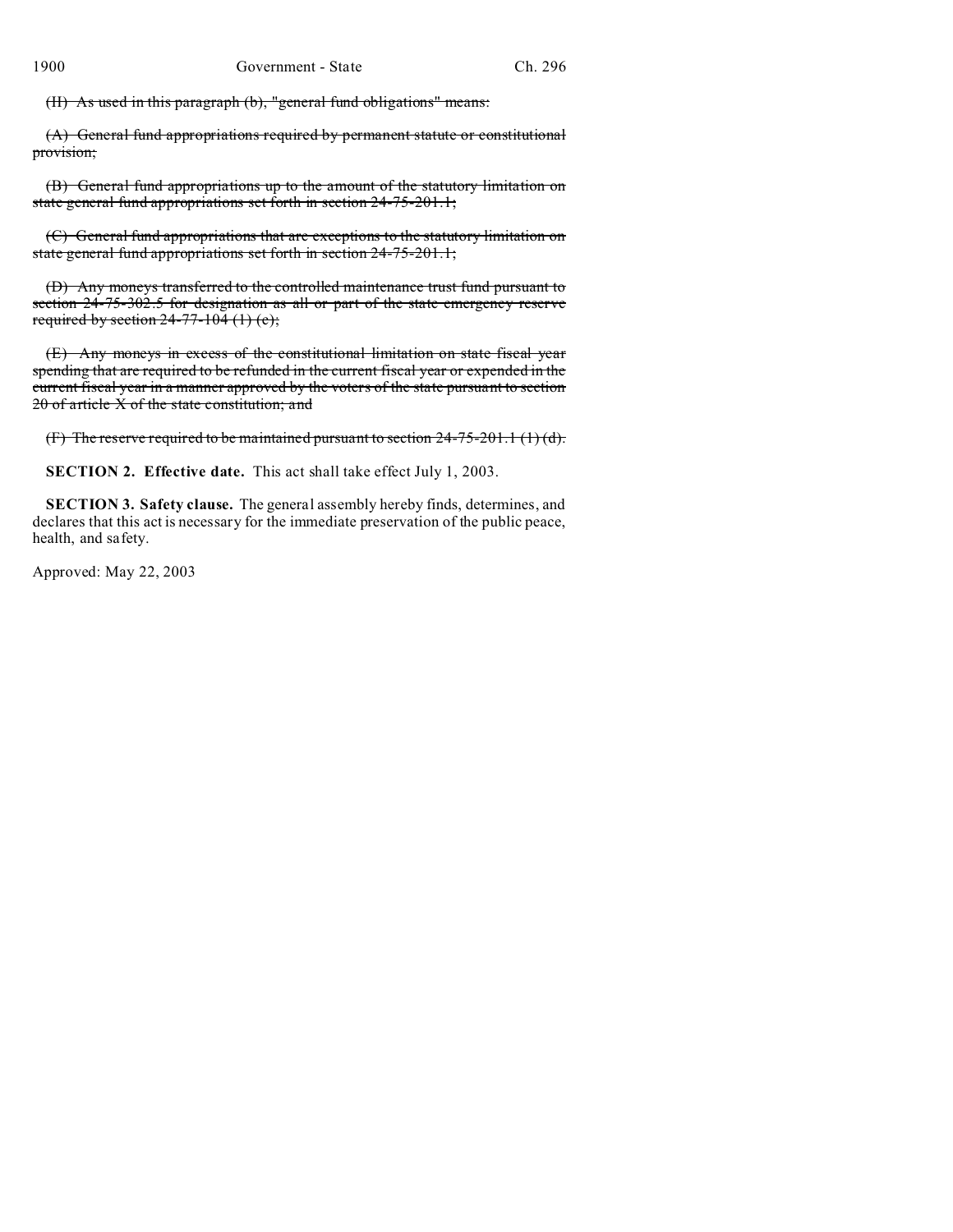~~(II) As used in this paragraph (b), "general fund obligations" means:~~

~~(A) General fund appropriations required by permanent statute or constitutional provision;~~

~~(B) General fund appropriations up to the amount of the statutory limitation on state general fund appropriations set forth in section 24-75-201.1;~~

~~(C) General fund appropriations that are exceptions to the statutory limitation on state general fund appropriations set forth in section 24-75-201.1;~~

~~(D) Any moneys transferred to the controlled maintenance trust fund pursuant to section 24-75-302.5 for designation as all or part of the state emergency reserve required by section 24-77-104 (1) (c);~~

~~(E) Any moneys in excess of the constitutional limitation on state fiscal year spending that are required to be refunded in the current fiscal year or expended in the current fiscal year in a manner approved by the voters of the state pursuant to section 20 of article X of the state constitution; and~~

~~(F) The reserve required to be maintained pursuant to section 24-75-201.1 (1) (d).~~

**SECTION 2. Effective date.** This act shall take effect July 1, 2003.

**SECTION 3. Safety clause.** The general assembly hereby finds, determines, and declares that this act is necessary for the immediate preservation of the public peace, health, and safety.

Approved: May 22, 2003